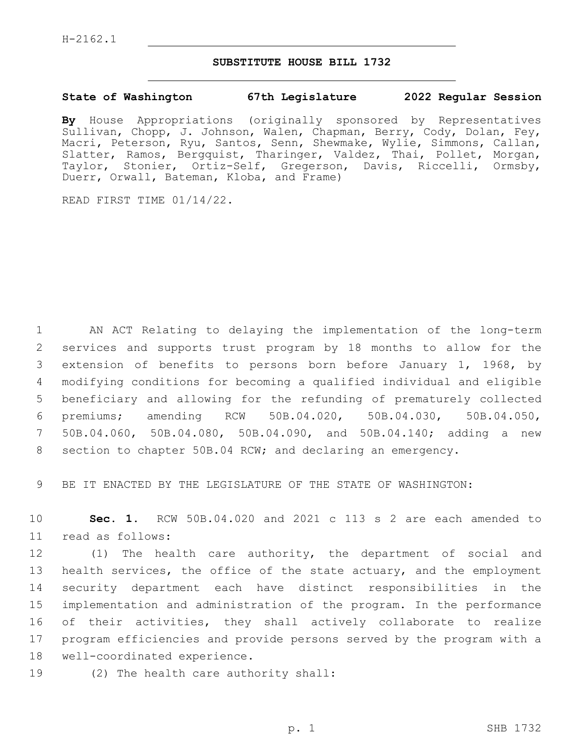H-2162.1

# SUBSTITUTE HOUSE BILL 1732

**State of Washington 67th Legislature 2022 Regular Session**

**By** House Appropriations (originally sponsored by Representatives Sullivan, Chopp, J. Johnson, Walen, Chapman, Berry, Cody, Dolan, Fey, Macri, Peterson, Ryu, Santos, Senn, Shewmake, Wylie, Simmons, Callan, Slatter, Ramos, Bergquist, Tharinger, Valdez, Thai, Pollet, Morgan, Taylor, Stonier, Ortiz-Self, Gregerson, Davis, Riccelli, Ormsby, Duerr, Orwall, Bateman, Kloba, and Frame)

READ FIRST TIME 01/14/22.

1 AN ACT Relating to delaying the implementation of the long-term
2 services and supports trust program by 18 months to allow for the
3 extension of benefits to persons born before January 1, 1968, by
4 modifying conditions for becoming a qualified individual and eligible
5 beneficiary and allowing for the refunding of prematurely collected
6 premiums; amending RCW 50B.04.020, 50B.04.030, 50B.04.050,
7 50B.04.060, 50B.04.080, 50B.04.090, and 50B.04.140; adding a new
8 section to chapter 50B.04 RCW; and declaring an emergency.

9 BE IT ENACTED BY THE LEGISLATURE OF THE STATE OF WASHINGTON:

10 **Sec. 1.** RCW 50B.04.020 and 2021 c 113 s 2 are each amended to
11 read as follows:

12 (1) The health care authority, the department of social and
13 health services, the office of the state actuary, and the employment
14 security department each have distinct responsibilities in the
15 implementation and administration of the program. In the performance
16 of their activities, they shall actively collaborate to realize
17 program efficiencies and provide persons served by the program with a
18 well-coordinated experience.

19 (2) The health care authority shall: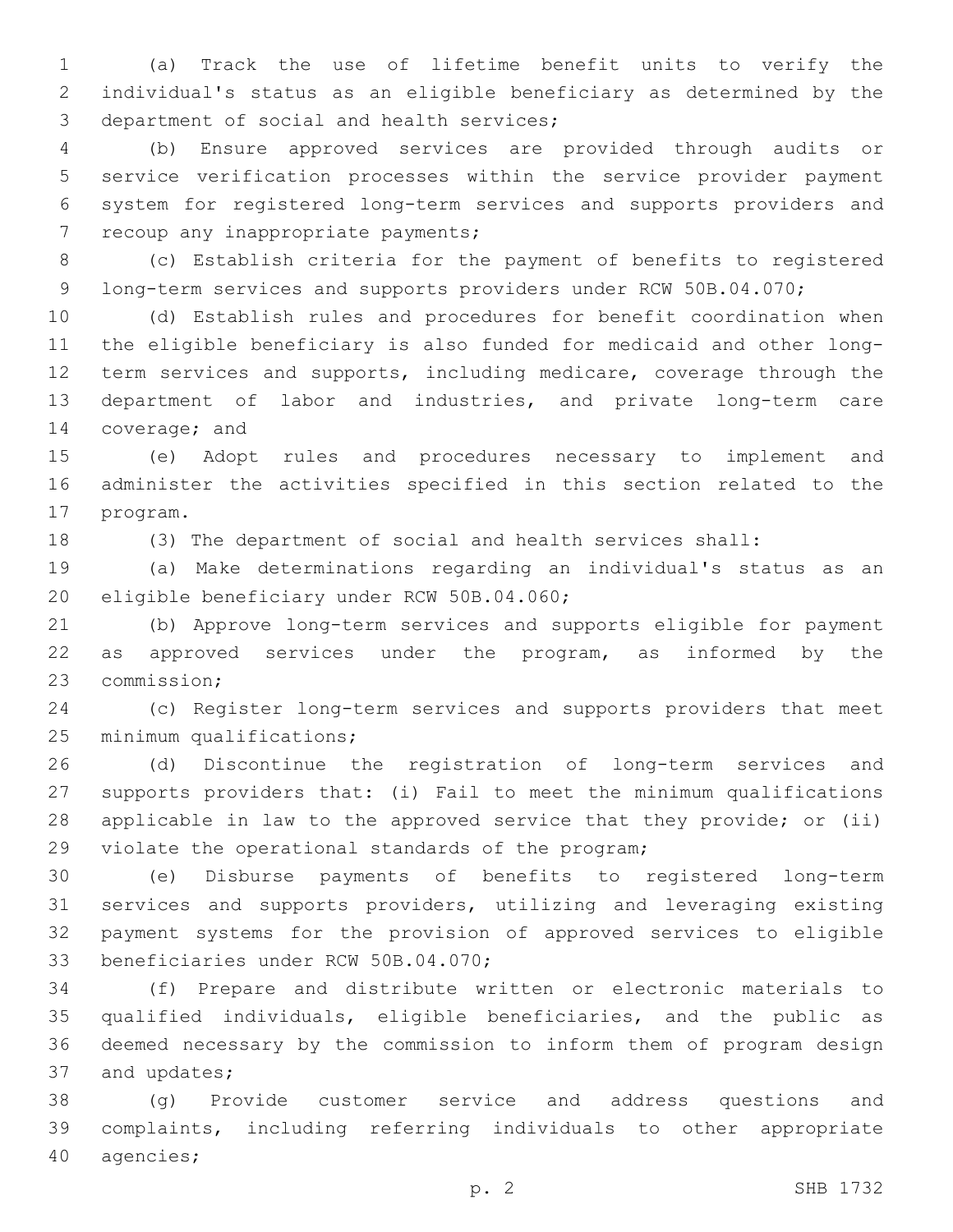(a) Track the use of lifetime benefit units to verify the individual's status as an eligible beneficiary as determined by the department of social and health services;

(b) Ensure approved services are provided through audits or service verification processes within the service provider payment system for registered long-term services and supports providers and recoup any inappropriate payments;

(c) Establish criteria for the payment of benefits to registered long-term services and supports providers under RCW 50B.04.070;

(d) Establish rules and procedures for benefit coordination when the eligible beneficiary is also funded for medicaid and other long-term services and supports, including medicare, coverage through the department of labor and industries, and private long-term care coverage; and

(e) Adopt rules and procedures necessary to implement and administer the activities specified in this section related to the program.

(3) The department of social and health services shall:

(a) Make determinations regarding an individual's status as an eligible beneficiary under RCW 50B.04.060;

(b) Approve long-term services and supports eligible for payment as approved services under the program, as informed by the commission;

(c) Register long-term services and supports providers that meet minimum qualifications;

(d) Discontinue the registration of long-term services and supports providers that: (i) Fail to meet the minimum qualifications applicable in law to the approved service that they provide; or (ii) violate the operational standards of the program;

(e) Disburse payments of benefits to registered long-term services and supports providers, utilizing and leveraging existing payment systems for the provision of approved services to eligible beneficiaries under RCW 50B.04.070;

(f) Prepare and distribute written or electronic materials to qualified individuals, eligible beneficiaries, and the public as deemed necessary by the commission to inform them of program design and updates;

(g) Provide customer service and address questions and complaints, including referring individuals to other appropriate agencies;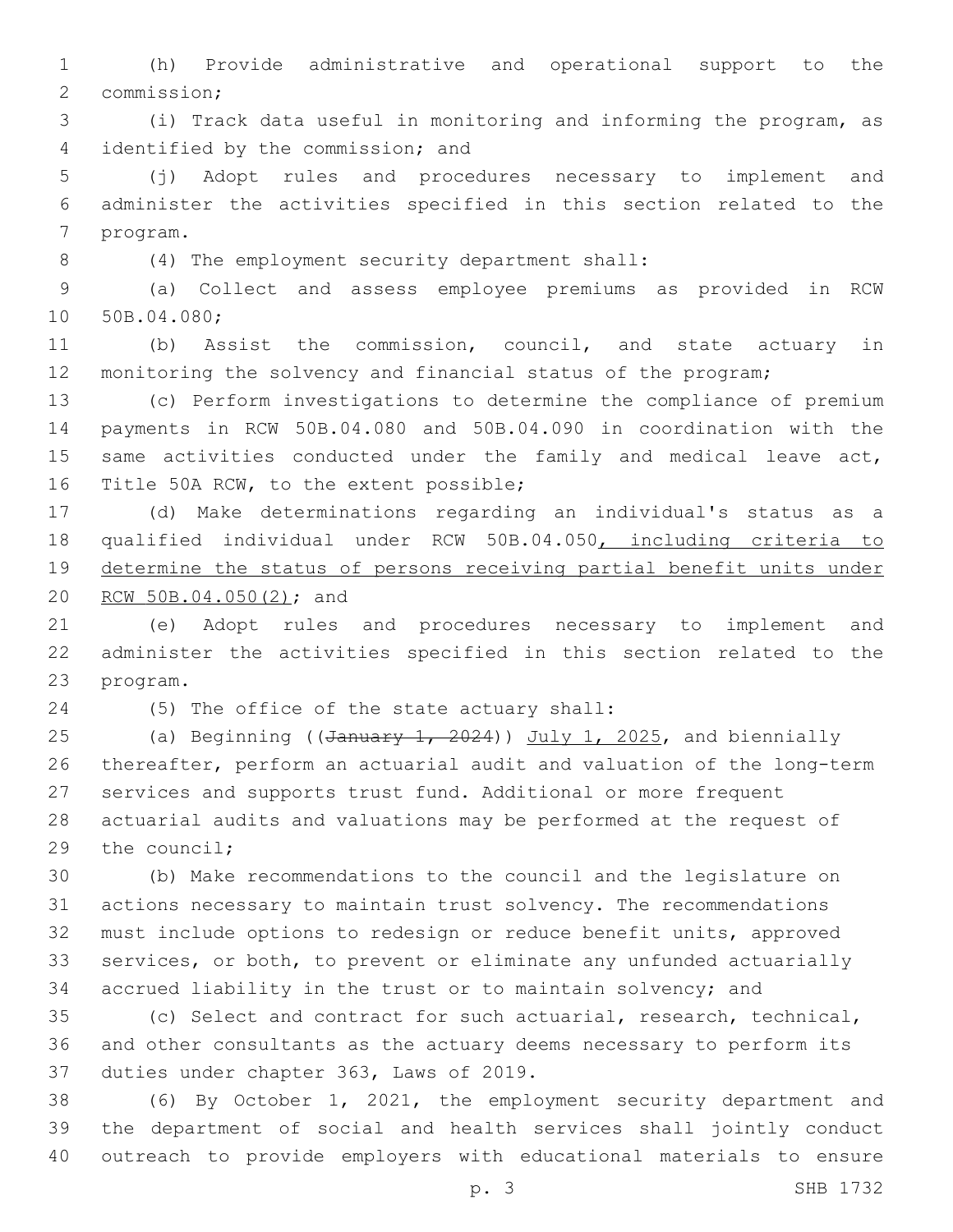(h) Provide administrative and operational support to the commission;

(i) Track data useful in monitoring and informing the program, as identified by the commission; and

(j) Adopt rules and procedures necessary to implement and administer the activities specified in this section related to the program.

(4) The employment security department shall:

(a) Collect and assess employee premiums as provided in RCW 50B.04.080;

(b) Assist the commission, council, and state actuary in monitoring the solvency and financial status of the program;

(c) Perform investigations to determine the compliance of premium payments in RCW 50B.04.080 and 50B.04.090 in coordination with the same activities conducted under the family and medical leave act, Title 50A RCW, to the extent possible;

(d) Make determinations regarding an individual's status as a qualified individual under RCW 50B.04.050, including criteria to determine the status of persons receiving partial benefit units under RCW 50B.04.050(2); and

(e) Adopt rules and procedures necessary to implement and administer the activities specified in this section related to the program.

(5) The office of the state actuary shall:

(a) Beginning ((~~January 1, 2024~~)) July 1, 2025, and biennially thereafter, perform an actuarial audit and valuation of the long-term services and supports trust fund. Additional or more frequent actuarial audits and valuations may be performed at the request of the council;

(b) Make recommendations to the council and the legislature on actions necessary to maintain trust solvency. The recommendations must include options to redesign or reduce benefit units, approved services, or both, to prevent or eliminate any unfunded actuarially accrued liability in the trust or to maintain solvency; and

(c) Select and contract for such actuarial, research, technical, and other consultants as the actuary deems necessary to perform its duties under chapter 363, Laws of 2019.

(6) By October 1, 2021, the employment security department and the department of social and health services shall jointly conduct outreach to provide employers with educational materials to ensure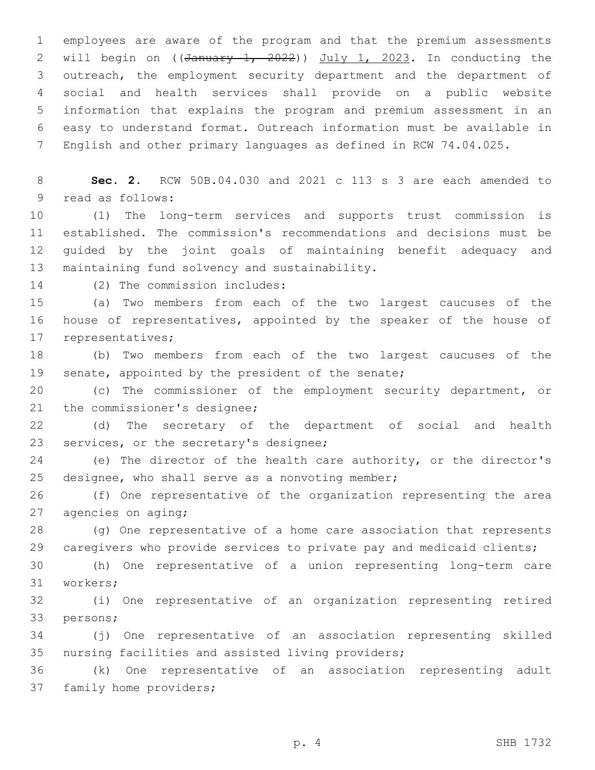employees are aware of the program and that the premium assessments will begin on ((~~January 1, 2022~~)) <u>July 1, 2023</u>. In conducting the outreach, the employment security department and the department of social and health services shall provide on a public website information that explains the program and premium assessment in an easy to understand format. Outreach information must be available in English and other primary languages as defined in RCW 74.04.025.

**Sec. 2.** RCW 50B.04.030 and 2021 c 113 s 3 are each amended to read as follows:

(1) The long-term services and supports trust commission is established. The commission's recommendations and decisions must be guided by the joint goals of maintaining benefit adequacy and maintaining fund solvency and sustainability.

(2) The commission includes:

(a) Two members from each of the two largest caucuses of the house of representatives, appointed by the speaker of the house of representatives;

(b) Two members from each of the two largest caucuses of the senate, appointed by the president of the senate;

(c) The commissioner of the employment security department, or the commissioner's designee;

(d) The secretary of the department of social and health services, or the secretary's designee;

(e) The director of the health care authority, or the director's designee, who shall serve as a nonvoting member;

(f) One representative of the organization representing the area agencies on aging;

(g) One representative of a home care association that represents caregivers who provide services to private pay and medicaid clients;

(h) One representative of a union representing long-term care workers;

(i) One representative of an organization representing retired persons;

(j) One representative of an association representing skilled nursing facilities and assisted living providers;

(k) One representative of an association representing adult family home providers;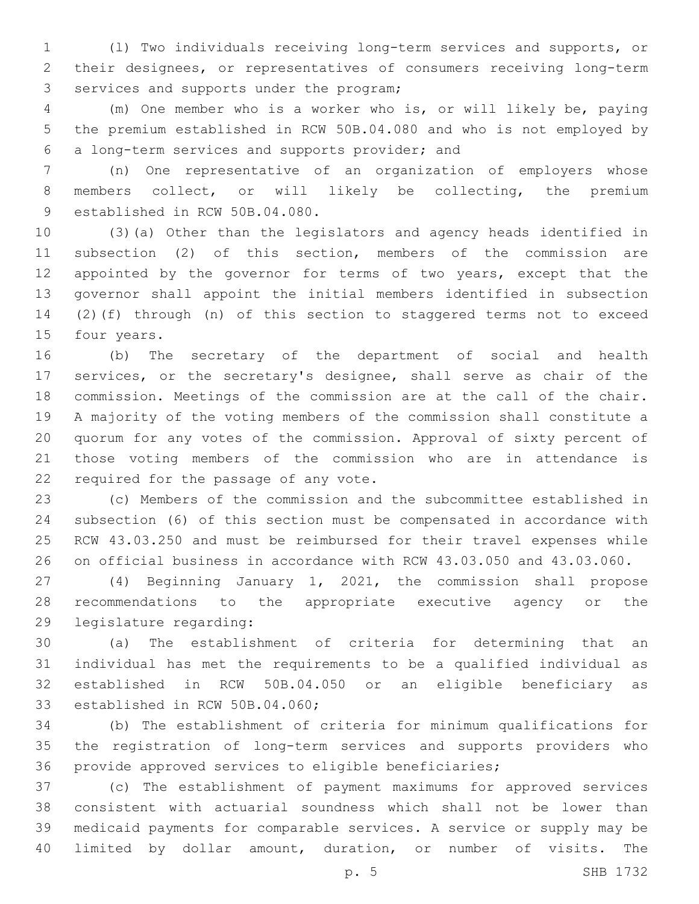(l) Two individuals receiving long-term services and supports, or their designees, or representatives of consumers receiving long-term services and supports under the program;

(m) One member who is a worker who is, or will likely be, paying the premium established in RCW 50B.04.080 and who is not employed by a long-term services and supports provider; and

(n) One representative of an organization of employers whose members collect, or will likely be collecting, the premium established in RCW 50B.04.080.

(3)(a) Other than the legislators and agency heads identified in subsection (2) of this section, members of the commission are appointed by the governor for terms of two years, except that the governor shall appoint the initial members identified in subsection (2)(f) through (n) of this section to staggered terms not to exceed four years.

(b) The secretary of the department of social and health services, or the secretary's designee, shall serve as chair of the commission. Meetings of the commission are at the call of the chair. A majority of the voting members of the commission shall constitute a quorum for any votes of the commission. Approval of sixty percent of those voting members of the commission who are in attendance is required for the passage of any vote.

(c) Members of the commission and the subcommittee established in subsection (6) of this section must be compensated in accordance with RCW 43.03.250 and must be reimbursed for their travel expenses while on official business in accordance with RCW 43.03.050 and 43.03.060.

(4) Beginning January 1, 2021, the commission shall propose recommendations to the appropriate executive agency or the legislature regarding:

(a) The establishment of criteria for determining that an individual has met the requirements to be a qualified individual as established in RCW 50B.04.050 or an eligible beneficiary as established in RCW 50B.04.060;

(b) The establishment of criteria for minimum qualifications for the registration of long-term services and supports providers who provide approved services to eligible beneficiaries;

(c) The establishment of payment maximums for approved services consistent with actuarial soundness which shall not be lower than medicaid payments for comparable services. A service or supply may be limited by dollar amount, duration, or number of visits. The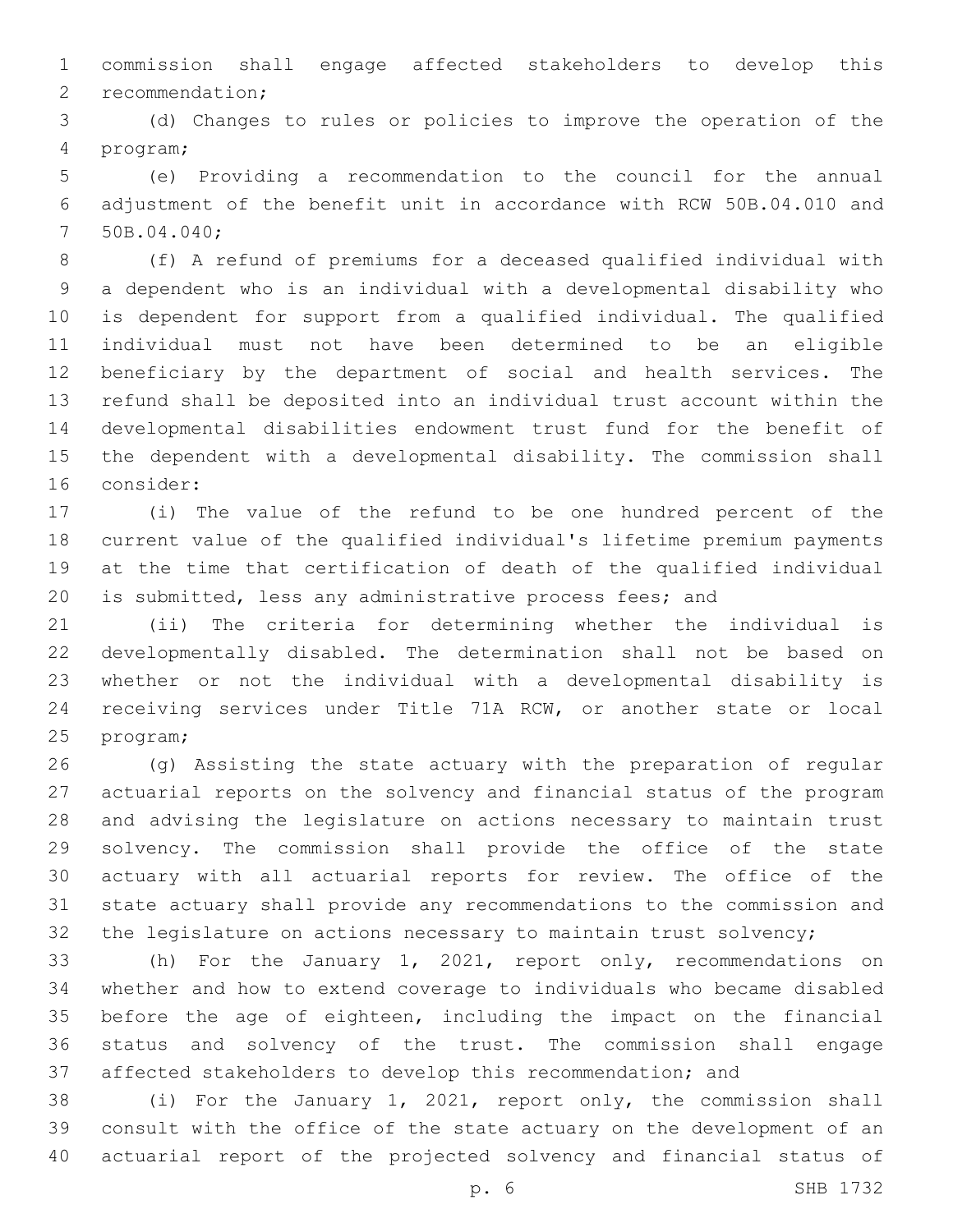commission shall engage affected stakeholders to develop this recommendation;

(d) Changes to rules or policies to improve the operation of the program;

(e) Providing a recommendation to the council for the annual adjustment of the benefit unit in accordance with RCW 50B.04.010 and 50B.04.040;

(f) A refund of premiums for a deceased qualified individual with a dependent who is an individual with a developmental disability who is dependent for support from a qualified individual. The qualified individual must not have been determined to be an eligible beneficiary by the department of social and health services. The refund shall be deposited into an individual trust account within the developmental disabilities endowment trust fund for the benefit of the dependent with a developmental disability. The commission shall consider:

(i) The value of the refund to be one hundred percent of the current value of the qualified individual's lifetime premium payments at the time that certification of death of the qualified individual is submitted, less any administrative process fees; and

(ii) The criteria for determining whether the individual is developmentally disabled. The determination shall not be based on whether or not the individual with a developmental disability is receiving services under Title 71A RCW, or another state or local program;

(g) Assisting the state actuary with the preparation of regular actuarial reports on the solvency and financial status of the program and advising the legislature on actions necessary to maintain trust solvency. The commission shall provide the office of the state actuary with all actuarial reports for review. The office of the state actuary shall provide any recommendations to the commission and the legislature on actions necessary to maintain trust solvency;

(h) For the January 1, 2021, report only, recommendations on whether and how to extend coverage to individuals who became disabled before the age of eighteen, including the impact on the financial status and solvency of the trust. The commission shall engage affected stakeholders to develop this recommendation; and

(i) For the January 1, 2021, report only, the commission shall consult with the office of the state actuary on the development of an actuarial report of the projected solvency and financial status of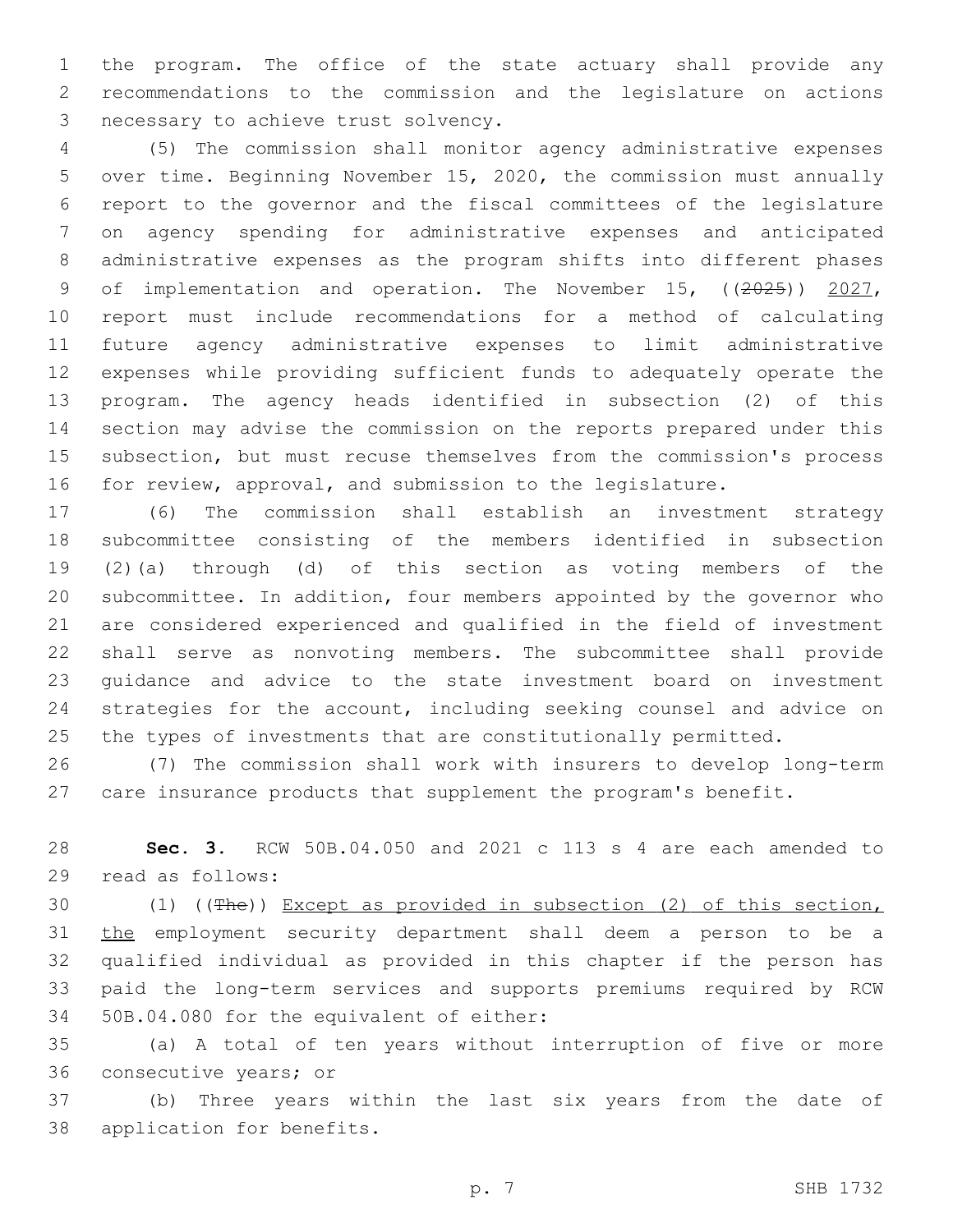the program. The office of the state actuary shall provide any recommendations to the commission and the legislature on actions necessary to achieve trust solvency.

(5) The commission shall monitor agency administrative expenses over time. Beginning November 15, 2020, the commission must annually report to the governor and the fiscal committees of the legislature on agency spending for administrative expenses and anticipated administrative expenses as the program shifts into different phases of implementation and operation. The November 15, ((~~2025~~)) <u>2027</u>, report must include recommendations for a method of calculating future agency administrative expenses to limit administrative expenses while providing sufficient funds to adequately operate the program. The agency heads identified in subsection (2) of this section may advise the commission on the reports prepared under this subsection, but must recuse themselves from the commission's process for review, approval, and submission to the legislature.

(6) The commission shall establish an investment strategy subcommittee consisting of the members identified in subsection (2)(a) through (d) of this section as voting members of the subcommittee. In addition, four members appointed by the governor who are considered experienced and qualified in the field of investment shall serve as nonvoting members. The subcommittee shall provide guidance and advice to the state investment board on investment strategies for the account, including seeking counsel and advice on the types of investments that are constitutionally permitted.

(7) The commission shall work with insurers to develop long-term care insurance products that supplement the program's benefit.

**Sec. 3.** RCW 50B.04.050 and 2021 c 113 s 4 are each amended to read as follows:

(1) ((~~The~~)) <u>Except as provided in subsection (2) of this section, the</u> employment security department shall deem a person to be a qualified individual as provided in this chapter if the person has paid the long-term services and supports premiums required by RCW 50B.04.080 for the equivalent of either:

(a) A total of ten years without interruption of five or more consecutive years; or

(b) Three years within the last six years from the date of application for benefits.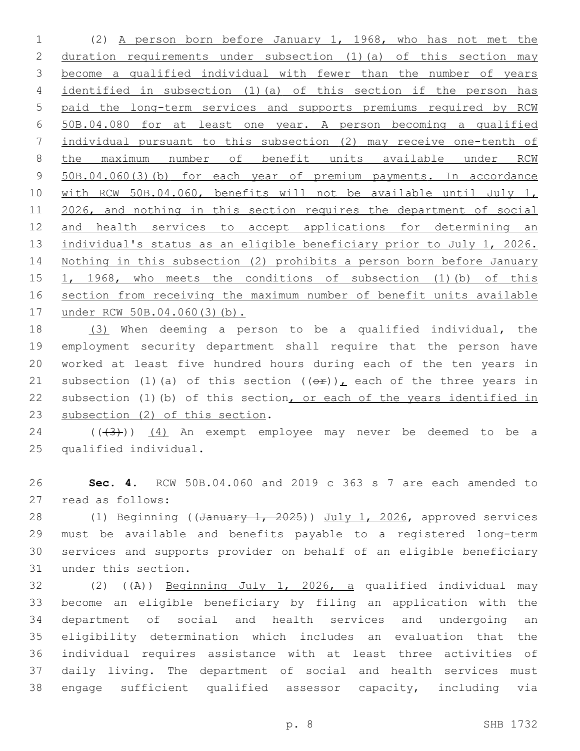(2) A person born before January 1, 1968, who has not met the duration requirements under subsection (1)(a) of this section may become a qualified individual with fewer than the number of years identified in subsection (1)(a) of this section if the person has paid the long-term services and supports premiums required by RCW 50B.04.080 for at least one year. A person becoming a qualified individual pursuant to this subsection (2) may receive one-tenth of the maximum number of benefit units available under RCW 50B.04.060(3)(b) for each year of premium payments. In accordance with RCW 50B.04.060, benefits will not be available until July 1, 2026, and nothing in this section requires the department of social and health services to accept applications for determining an individual's status as an eligible beneficiary prior to July 1, 2026. Nothing in this subsection (2) prohibits a person born before January 1, 1968, who meets the conditions of subsection (1)(b) of this section from receiving the maximum number of benefit units available under RCW 50B.04.060(3)(b).

(3) When deeming a person to be a qualified individual, the employment security department shall require that the person have worked at least five hundred hours during each of the ten years in subsection (1)(a) of this section ((~~or~~)), each of the three years in subsection (1)(b) of this section, or each of the years identified in subsection (2) of this section.

(((~~3~~))) (4) An exempt employee may never be deemed to be a qualified individual.

**Sec. 4.** RCW 50B.04.060 and 2019 c 363 s 7 are each amended to read as follows:

(1) Beginning ((~~January 1, 2025~~)) July 1, 2026, approved services must be available and benefits payable to a registered long-term services and supports provider on behalf of an eligible beneficiary under this section.

(2) ((~~A~~)) Beginning July 1, 2026, a qualified individual may become an eligible beneficiary by filing an application with the department of social and health services and undergoing an eligibility determination which includes an evaluation that the individual requires assistance with at least three activities of daily living. The department of social and health services must engage sufficient qualified assessor capacity, including via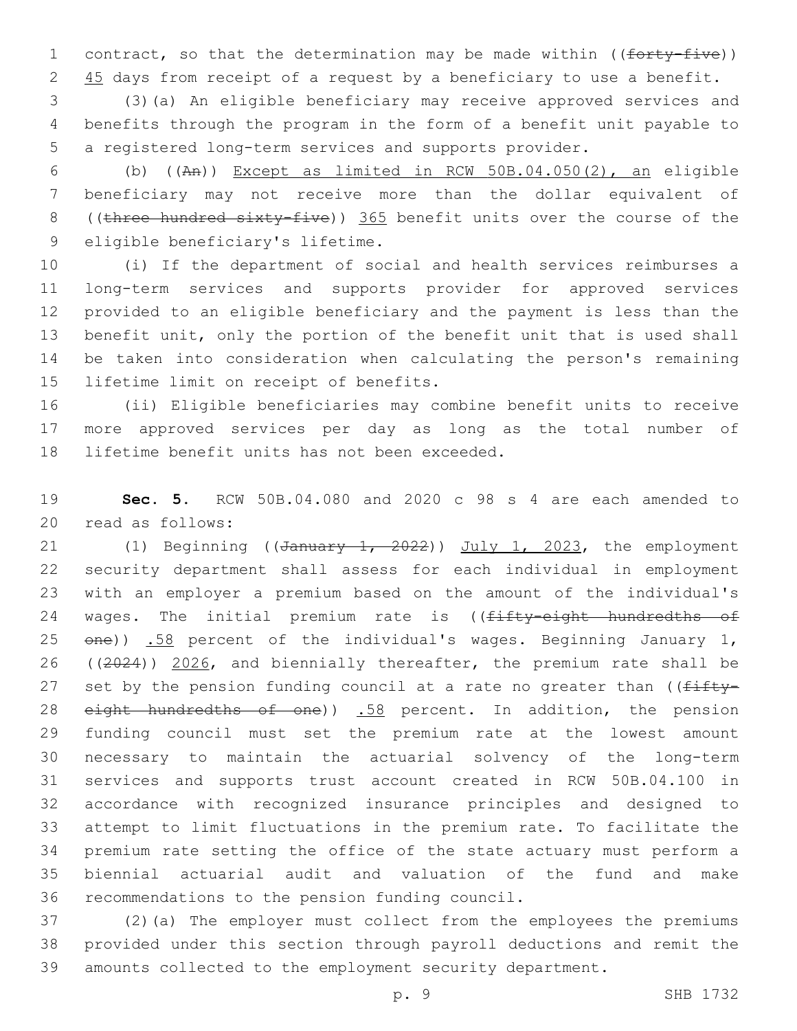contract, so that the determination may be made within ((~~forty-five~~)) 45 days from receipt of a request by a beneficiary to use a benefit.

(3)(a) An eligible beneficiary may receive approved services and benefits through the program in the form of a benefit unit payable to a registered long-term services and supports provider.

(b) ((~~An~~)) Except as limited in RCW 50B.04.050(2), an eligible beneficiary may not receive more than the dollar equivalent of ((~~three hundred sixty-five~~)) 365 benefit units over the course of the eligible beneficiary's lifetime.

(i) If the department of social and health services reimburses a long-term services and supports provider for approved services provided to an eligible beneficiary and the payment is less than the benefit unit, only the portion of the benefit unit that is used shall be taken into consideration when calculating the person's remaining lifetime limit on receipt of benefits.

(ii) Eligible beneficiaries may combine benefit units to receive more approved services per day as long as the total number of lifetime benefit units has not been exceeded.

**Sec. 5.** RCW 50B.04.080 and 2020 c 98 s 4 are each amended to read as follows:

(1) Beginning ((~~January 1, 2022~~)) July 1, 2023, the employment security department shall assess for each individual in employment with an employer a premium based on the amount of the individual's wages. The initial premium rate is ((~~fifty-eight hundredths of one~~)) .58 percent of the individual's wages. Beginning January 1, ((~~2024~~)) 2026, and biennially thereafter, the premium rate shall be set by the pension funding council at a rate no greater than ((~~fifty-eight hundredths of one~~)) .58 percent. In addition, the pension funding council must set the premium rate at the lowest amount necessary to maintain the actuarial solvency of the long-term services and supports trust account created in RCW 50B.04.100 in accordance with recognized insurance principles and designed to attempt to limit fluctuations in the premium rate. To facilitate the premium rate setting the office of the state actuary must perform a biennial actuarial audit and valuation of the fund and make recommendations to the pension funding council.

(2)(a) The employer must collect from the employees the premiums provided under this section through payroll deductions and remit the amounts collected to the employment security department.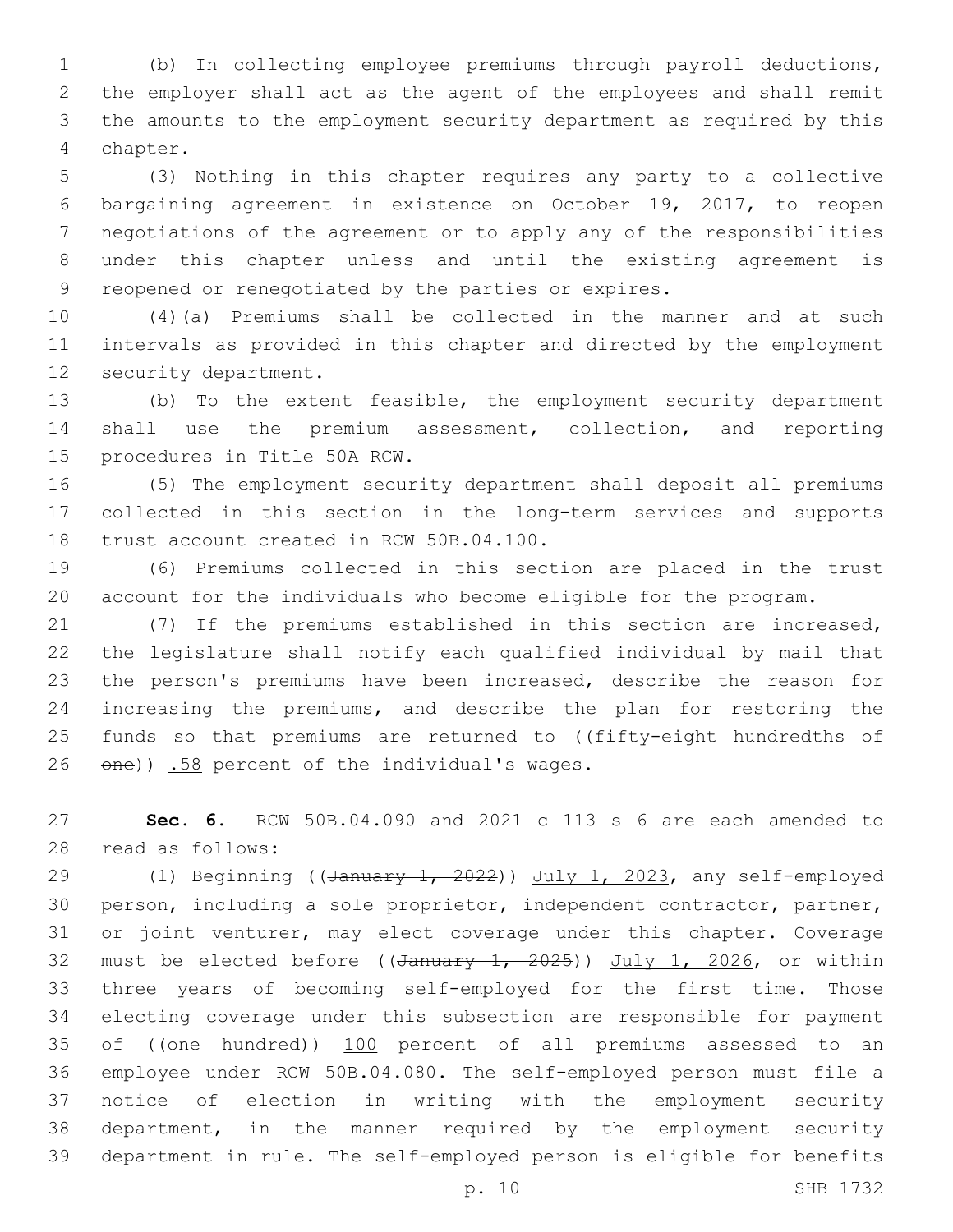(b) In collecting employee premiums through payroll deductions, the employer shall act as the agent of the employees and shall remit the amounts to the employment security department as required by this chapter.

(3) Nothing in this chapter requires any party to a collective bargaining agreement in existence on October 19, 2017, to reopen negotiations of the agreement or to apply any of the responsibilities under this chapter unless and until the existing agreement is reopened or renegotiated by the parties or expires.

(4)(a) Premiums shall be collected in the manner and at such intervals as provided in this chapter and directed by the employment security department.

(b) To the extent feasible, the employment security department shall use the premium assessment, collection, and reporting procedures in Title 50A RCW.

(5) The employment security department shall deposit all premiums collected in this section in the long-term services and supports trust account created in RCW 50B.04.100.

(6) Premiums collected in this section are placed in the trust account for the individuals who become eligible for the program.

(7) If the premiums established in this section are increased, the legislature shall notify each qualified individual by mail that the person's premiums have been increased, describe the reason for increasing the premiums, and describe the plan for restoring the funds so that premiums are returned to ((~~fifty-eight hundredths of one~~)) .58 percent of the individual's wages.

**Sec. 6.** RCW 50B.04.090 and 2021 c 113 s 6 are each amended to read as follows:

(1) Beginning ((~~January 1, 2022~~)) July 1, 2023, any self-employed person, including a sole proprietor, independent contractor, partner, or joint venturer, may elect coverage under this chapter. Coverage must be elected before ((~~January 1, 2025~~)) July 1, 2026, or within three years of becoming self-employed for the first time. Those electing coverage under this subsection are responsible for payment of ((~~one hundred~~)) 100 percent of all premiums assessed to an employee under RCW 50B.04.080. The self-employed person must file a notice of election in writing with the employment security department, in the manner required by the employment security department in rule. The self-employed person is eligible for benefits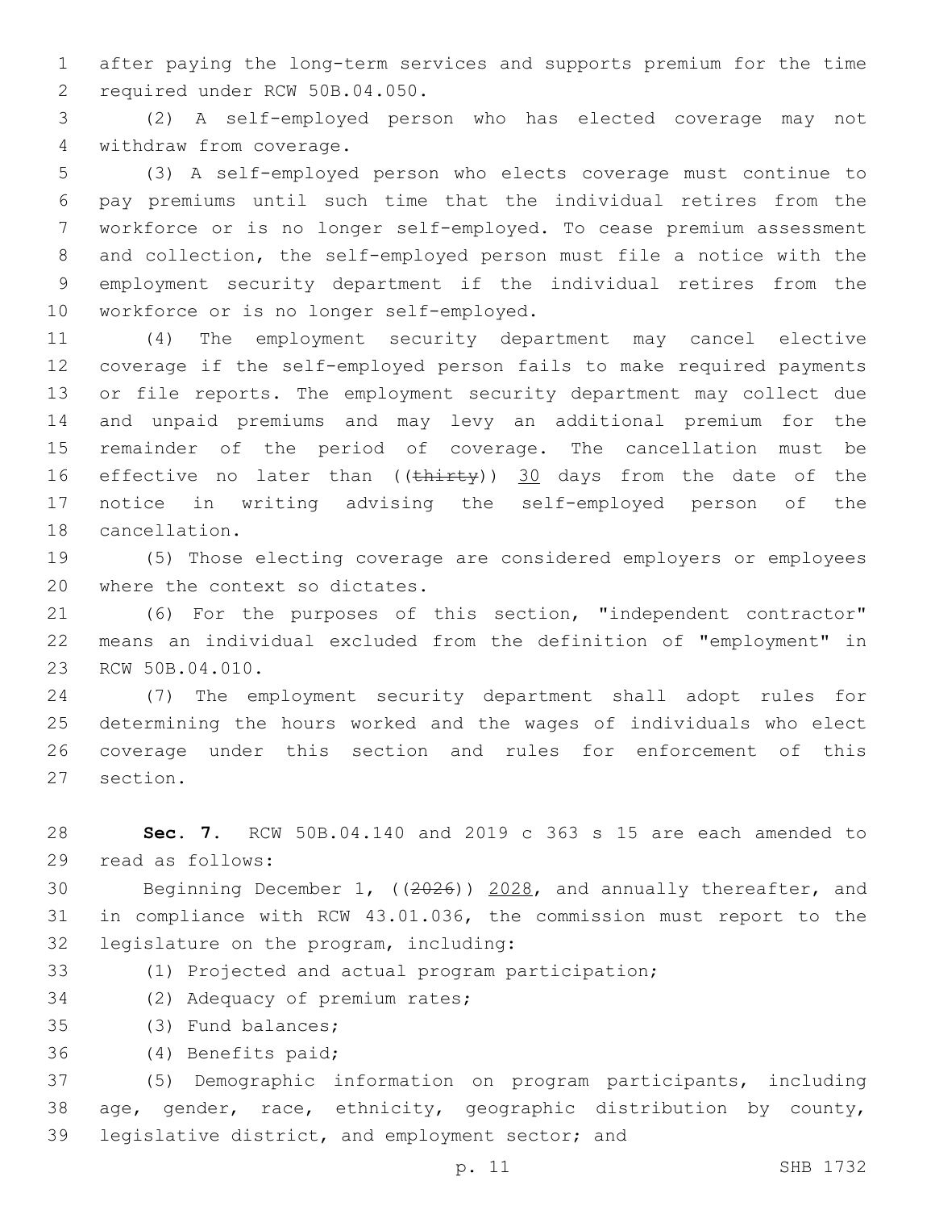after paying the long-term services and supports premium for the time required under RCW 50B.04.050.

(2) A self-employed person who has elected coverage may not withdraw from coverage.

(3) A self-employed person who elects coverage must continue to pay premiums until such time that the individual retires from the workforce or is no longer self-employed. To cease premium assessment and collection, the self-employed person must file a notice with the employment security department if the individual retires from the workforce or is no longer self-employed.

(4) The employment security department may cancel elective coverage if the self-employed person fails to make required payments or file reports. The employment security department may collect due and unpaid premiums and may levy an additional premium for the remainder of the period of coverage. The cancellation must be effective no later than ((~~thirty~~)) <u>30</u> days from the date of the notice in writing advising the self-employed person of the cancellation.

(5) Those electing coverage are considered employers or employees where the context so dictates.

(6) For the purposes of this section, "independent contractor" means an individual excluded from the definition of "employment" in RCW 50B.04.010.

(7) The employment security department shall adopt rules for determining the hours worked and the wages of individuals who elect coverage under this section and rules for enforcement of this section.

**Sec. 7.** RCW 50B.04.140 and 2019 c 363 s 15 are each amended to read as follows:

Beginning December 1, ((~~2026~~)) <u>2028</u>, and annually thereafter, and in compliance with RCW 43.01.036, the commission must report to the legislature on the program, including:

(1) Projected and actual program participation;

(2) Adequacy of premium rates;

(3) Fund balances;

(4) Benefits paid;

(5) Demographic information on program participants, including age, gender, race, ethnicity, geographic distribution by county, legislative district, and employment sector; and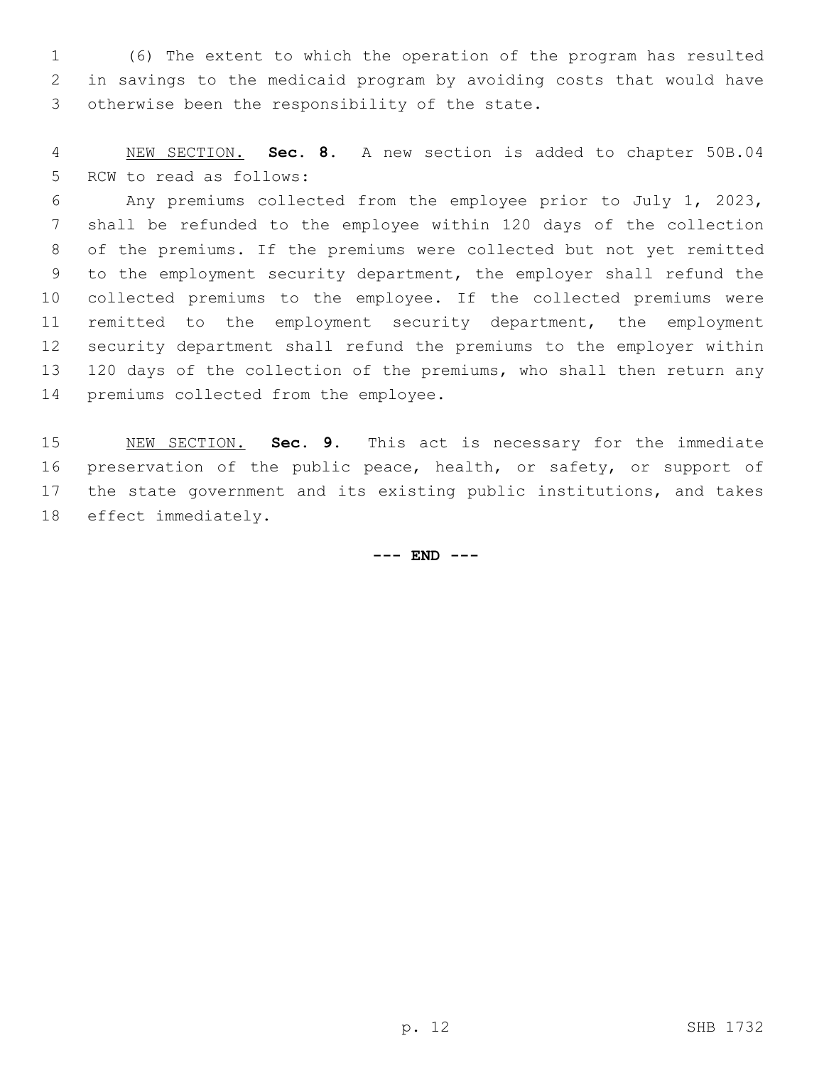(6) The extent to which the operation of the program has resulted in savings to the medicaid program by avoiding costs that would have otherwise been the responsibility of the state.

NEW SECTION. **Sec. 8.** A new section is added to chapter 50B.04 RCW to read as follows:

Any premiums collected from the employee prior to July 1, 2023, shall be refunded to the employee within 120 days of the collection of the premiums. If the premiums were collected but not yet remitted to the employment security department, the employer shall refund the collected premiums to the employee. If the collected premiums were remitted to the employment security department, the employment security department shall refund the premiums to the employer within 120 days of the collection of the premiums, who shall then return any premiums collected from the employee.

NEW SECTION. **Sec. 9.** This act is necessary for the immediate preservation of the public peace, health, or safety, or support of the state government and its existing public institutions, and takes effect immediately.

**--- END ---**